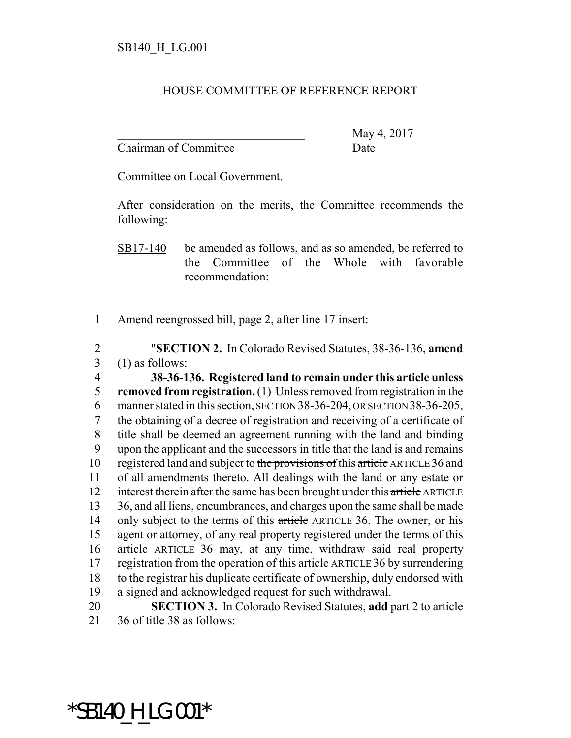SB140_H_LG.001

HOUSE COMMITTEE OF REFERENCE REPORT

________________________________ May 4, 2017
Chairman of Committee Date

Committee on Local Government.

After consideration on the merits, the Committee recommends the following:

SB17-140 be amended as follows, and as so amended, be referred to the Committee of the Whole with favorable recommendation:

1 Amend reengrossed bill, page 2, after line 17 insert:

2 "**SECTION 2.** In Colorado Revised Statutes, 38-36-136, **amend**
3 (1) as follows:

4 **38-36-136. Registered land to remain under this article unless**
5 **removed from registration.** (1) Unless removed from registration in the
6 manner stated in this section, SECTION 38-36-204, OR SECTION 38-36-205,
7 the obtaining of a decree of registration and receiving of a certificate of
8 title shall be deemed an agreement running with the land and binding
9 upon the applicant and the successors in title that the land is and remains
10 registered land and subject to ~~the provisions of~~ this ~~article~~ ARTICLE 36 and
11 of all amendments thereto. All dealings with the land or any estate or
12 interest therein after the same has been brought under this ~~article~~ ARTICLE
13 36, and all liens, encumbrances, and charges upon the same shall be made
14 only subject to the terms of this ~~article~~ ARTICLE 36. The owner, or his
15 agent or attorney, of any real property registered under the terms of this
16 ~~article~~ ARTICLE 36 may, at any time, withdraw said real property
17 registration from the operation of this ~~article~~ ARTICLE 36 by surrendering
18 to the registrar his duplicate certificate of ownership, duly endorsed with
19 a signed and acknowledged request for such withdrawal.

20 **SECTION 3.** In Colorado Revised Statutes, **add** part 2 to article
21 36 of title 38 as follows:

*SB140_H_LG.001*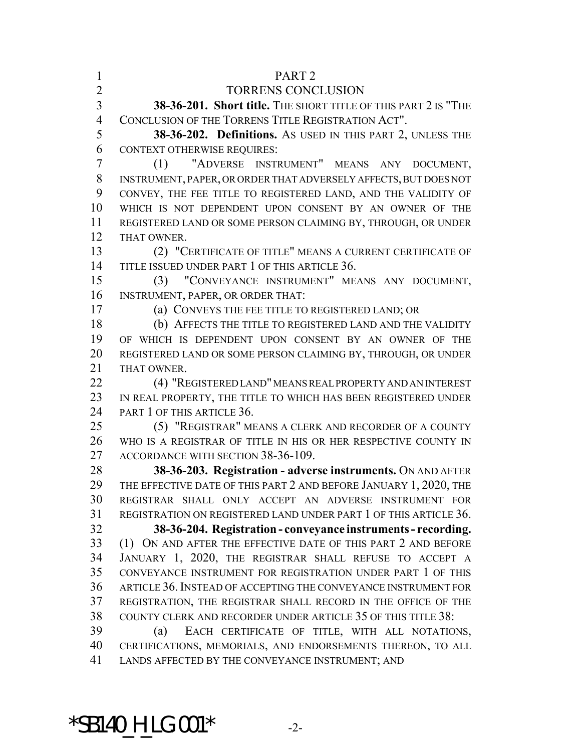PART 2

TORRENS CONCLUSION

**38-36-201. Short title.** THE SHORT TITLE OF THIS PART 2 IS "THE CONCLUSION OF THE TORRENS TITLE REGISTRATION ACT".

**38-36-202. Definitions.** AS USED IN THIS PART 2, UNLESS THE CONTEXT OTHERWISE REQUIRES:

(1) "ADVERSE INSTRUMENT" MEANS ANY DOCUMENT, INSTRUMENT, PAPER, OR ORDER THAT ADVERSELY AFFECTS, BUT DOES NOT CONVEY, THE FEE TITLE TO REGISTERED LAND, AND THE VALIDITY OF WHICH IS NOT DEPENDENT UPON CONSENT BY AN OWNER OF THE REGISTERED LAND OR SOME PERSON CLAIMING BY, THROUGH, OR UNDER THAT OWNER.

(2) "CERTIFICATE OF TITLE" MEANS A CURRENT CERTIFICATE OF TITLE ISSUED UNDER PART 1 OF THIS ARTICLE 36.

(3) "CONVEYANCE INSTRUMENT" MEANS ANY DOCUMENT, INSTRUMENT, PAPER, OR ORDER THAT:

(a) CONVEYS THE FEE TITLE TO REGISTERED LAND; OR

(b) AFFECTS THE TITLE TO REGISTERED LAND AND THE VALIDITY OF WHICH IS DEPENDENT UPON CONSENT BY AN OWNER OF THE REGISTERED LAND OR SOME PERSON CLAIMING BY, THROUGH, OR UNDER THAT OWNER.

(4) "REGISTERED LAND" MEANS REAL PROPERTY AND AN INTEREST IN REAL PROPERTY, THE TITLE TO WHICH HAS BEEN REGISTERED UNDER PART 1 OF THIS ARTICLE 36.

(5) "REGISTRAR" MEANS A CLERK AND RECORDER OF A COUNTY WHO IS A REGISTRAR OF TITLE IN HIS OR HER RESPECTIVE COUNTY IN ACCORDANCE WITH SECTION 38-36-109.

**38-36-203. Registration - adverse instruments.** ON AND AFTER THE EFFECTIVE DATE OF THIS PART 2 AND BEFORE JANUARY 1, 2020, THE REGISTRAR SHALL ONLY ACCEPT AN ADVERSE INSTRUMENT FOR REGISTRATION ON REGISTERED LAND UNDER PART 1 OF THIS ARTICLE 36.

**38-36-204. Registration - conveyance instruments - recording.** (1) ON AND AFTER THE EFFECTIVE DATE OF THIS PART 2 AND BEFORE JANUARY 1, 2020, THE REGISTRAR SHALL REFUSE TO ACCEPT A CONVEYANCE INSTRUMENT FOR REGISTRATION UNDER PART 1 OF THIS ARTICLE 36. INSTEAD OF ACCEPTING THE CONVEYANCE INSTRUMENT FOR REGISTRATION, THE REGISTRAR SHALL RECORD IN THE OFFICE OF THE COUNTY CLERK AND RECORDER UNDER ARTICLE 35 OF THIS TITLE 38:

(a) EACH CERTIFICATE OF TITLE, WITH ALL NOTATIONS, CERTIFICATIONS, MEMORIALS, AND ENDORSEMENTS THEREON, TO ALL LANDS AFFECTED BY THE CONVEYANCE INSTRUMENT; AND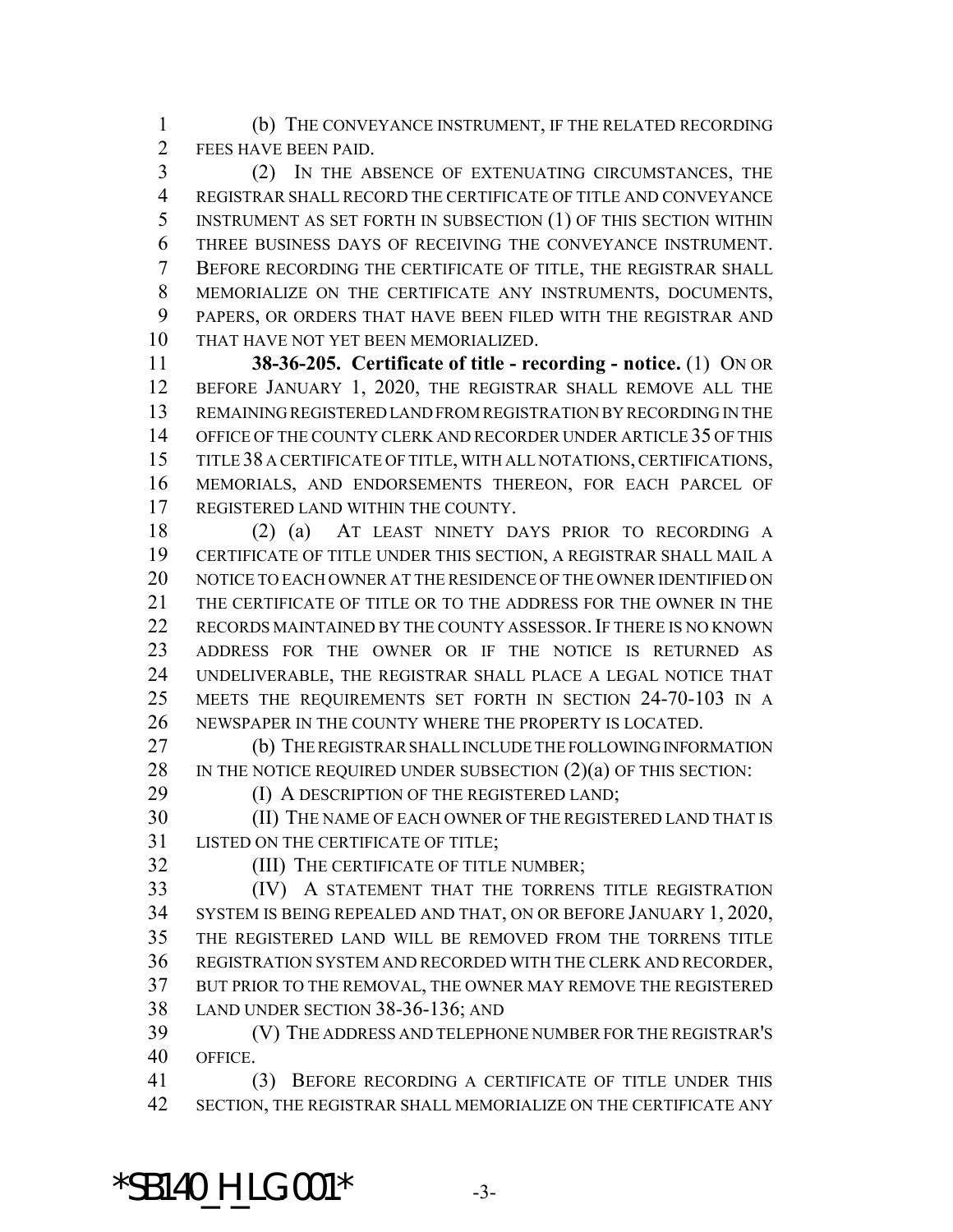(b) THE CONVEYANCE INSTRUMENT, IF THE RELATED RECORDING FEES HAVE BEEN PAID.

(2) IN THE ABSENCE OF EXTENUATING CIRCUMSTANCES, THE REGISTRAR SHALL RECORD THE CERTIFICATE OF TITLE AND CONVEYANCE INSTRUMENT AS SET FORTH IN SUBSECTION (1) OF THIS SECTION WITHIN THREE BUSINESS DAYS OF RECEIVING THE CONVEYANCE INSTRUMENT. BEFORE RECORDING THE CERTIFICATE OF TITLE, THE REGISTRAR SHALL MEMORIALIZE ON THE CERTIFICATE ANY INSTRUMENTS, DOCUMENTS, PAPERS, OR ORDERS THAT HAVE BEEN FILED WITH THE REGISTRAR AND THAT HAVE NOT YET BEEN MEMORIALIZED.

**38-36-205. Certificate of title - recording - notice.** (1) ON OR BEFORE JANUARY 1, 2020, THE REGISTRAR SHALL REMOVE ALL THE REMAINING REGISTERED LAND FROM REGISTRATION BY RECORDING IN THE OFFICE OF THE COUNTY CLERK AND RECORDER UNDER ARTICLE 35 OF THIS TITLE 38 A CERTIFICATE OF TITLE, WITH ALL NOTATIONS, CERTIFICATIONS, MEMORIALS, AND ENDORSEMENTS THEREON, FOR EACH PARCEL OF REGISTERED LAND WITHIN THE COUNTY.

(2) (a) AT LEAST NINETY DAYS PRIOR TO RECORDING A CERTIFICATE OF TITLE UNDER THIS SECTION, A REGISTRAR SHALL MAIL A NOTICE TO EACH OWNER AT THE RESIDENCE OF THE OWNER IDENTIFIED ON THE CERTIFICATE OF TITLE OR TO THE ADDRESS FOR THE OWNER IN THE RECORDS MAINTAINED BY THE COUNTY ASSESSOR. IF THERE IS NO KNOWN ADDRESS FOR THE OWNER OR IF THE NOTICE IS RETURNED AS UNDELIVERABLE, THE REGISTRAR SHALL PLACE A LEGAL NOTICE THAT MEETS THE REQUIREMENTS SET FORTH IN SECTION 24-70-103 IN A NEWSPAPER IN THE COUNTY WHERE THE PROPERTY IS LOCATED.

(b) THE REGISTRAR SHALL INCLUDE THE FOLLOWING INFORMATION IN THE NOTICE REQUIRED UNDER SUBSECTION (2)(a) OF THIS SECTION:

(I) A DESCRIPTION OF THE REGISTERED LAND;

(II) THE NAME OF EACH OWNER OF THE REGISTERED LAND THAT IS LISTED ON THE CERTIFICATE OF TITLE;

(III) THE CERTIFICATE OF TITLE NUMBER;

(IV) A STATEMENT THAT THE TORRENS TITLE REGISTRATION SYSTEM IS BEING REPEALED AND THAT, ON OR BEFORE JANUARY 1, 2020, THE REGISTERED LAND WILL BE REMOVED FROM THE TORRENS TITLE REGISTRATION SYSTEM AND RECORDED WITH THE CLERK AND RECORDER, BUT PRIOR TO THE REMOVAL, THE OWNER MAY REMOVE THE REGISTERED LAND UNDER SECTION 38-36-136; AND

(V) THE ADDRESS AND TELEPHONE NUMBER FOR THE REGISTRAR'S OFFICE.

(3) BEFORE RECORDING A CERTIFICATE OF TITLE UNDER THIS SECTION, THE REGISTRAR SHALL MEMORIALIZE ON THE CERTIFICATE ANY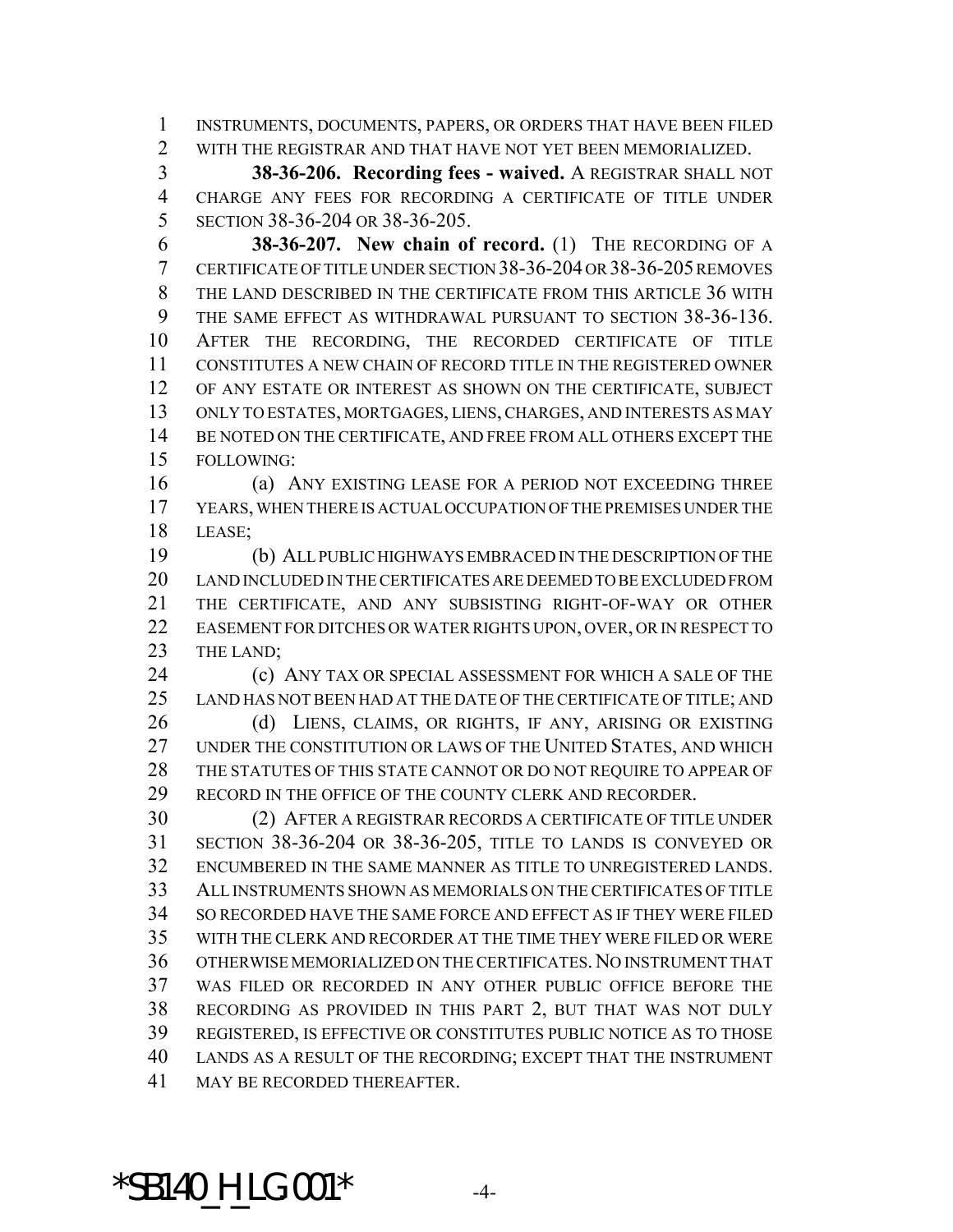INSTRUMENTS, DOCUMENTS, PAPERS, OR ORDERS THAT HAVE BEEN FILED WITH THE REGISTRAR AND THAT HAVE NOT YET BEEN MEMORIALIZED.

**38-36-206. Recording fees - waived.** A REGISTRAR SHALL NOT CHARGE ANY FEES FOR RECORDING A CERTIFICATE OF TITLE UNDER SECTION 38-36-204 OR 38-36-205.

**38-36-207. New chain of record.** (1) THE RECORDING OF A CERTIFICATE OF TITLE UNDER SECTION 38-36-204 OR 38-36-205 REMOVES THE LAND DESCRIBED IN THE CERTIFICATE FROM THIS ARTICLE 36 WITH THE SAME EFFECT AS WITHDRAWAL PURSUANT TO SECTION 38-36-136. AFTER THE RECORDING, THE RECORDED CERTIFICATE OF TITLE CONSTITUTES A NEW CHAIN OF RECORD TITLE IN THE REGISTERED OWNER OF ANY ESTATE OR INTEREST AS SHOWN ON THE CERTIFICATE, SUBJECT ONLY TO ESTATES, MORTGAGES, LIENS, CHARGES, AND INTERESTS AS MAY BE NOTED ON THE CERTIFICATE, AND FREE FROM ALL OTHERS EXCEPT THE FOLLOWING:

(a) ANY EXISTING LEASE FOR A PERIOD NOT EXCEEDING THREE YEARS, WHEN THERE IS ACTUAL OCCUPATION OF THE PREMISES UNDER THE LEASE;

(b) ALL PUBLIC HIGHWAYS EMBRACED IN THE DESCRIPTION OF THE LAND INCLUDED IN THE CERTIFICATES ARE DEEMED TO BE EXCLUDED FROM THE CERTIFICATE, AND ANY SUBSISTING RIGHT-OF-WAY OR OTHER EASEMENT FOR DITCHES OR WATER RIGHTS UPON, OVER, OR IN RESPECT TO THE LAND;

(c) ANY TAX OR SPECIAL ASSESSMENT FOR WHICH A SALE OF THE LAND HAS NOT BEEN HAD AT THE DATE OF THE CERTIFICATE OF TITLE; AND

(d) LIENS, CLAIMS, OR RIGHTS, IF ANY, ARISING OR EXISTING UNDER THE CONSTITUTION OR LAWS OF THE UNITED STATES, AND WHICH THE STATUTES OF THIS STATE CANNOT OR DO NOT REQUIRE TO APPEAR OF RECORD IN THE OFFICE OF THE COUNTY CLERK AND RECORDER.

(2) AFTER A REGISTRAR RECORDS A CERTIFICATE OF TITLE UNDER SECTION 38-36-204 OR 38-36-205, TITLE TO LANDS IS CONVEYED OR ENCUMBERED IN THE SAME MANNER AS TITLE TO UNREGISTERED LANDS. ALL INSTRUMENTS SHOWN AS MEMORIALS ON THE CERTIFICATES OF TITLE SO RECORDED HAVE THE SAME FORCE AND EFFECT AS IF THEY WERE FILED WITH THE CLERK AND RECORDER AT THE TIME THEY WERE FILED OR WERE OTHERWISE MEMORIALIZED ON THE CERTIFICATES. NO INSTRUMENT THAT WAS FILED OR RECORDED IN ANY OTHER PUBLIC OFFICE BEFORE THE RECORDING AS PROVIDED IN THIS PART 2, BUT THAT WAS NOT DULY REGISTERED, IS EFFECTIVE OR CONSTITUTES PUBLIC NOTICE AS TO THOSE LANDS AS A RESULT OF THE RECORDING; EXCEPT THAT THE INSTRUMENT MAY BE RECORDED THEREAFTER.

*SB140_H_LG.001*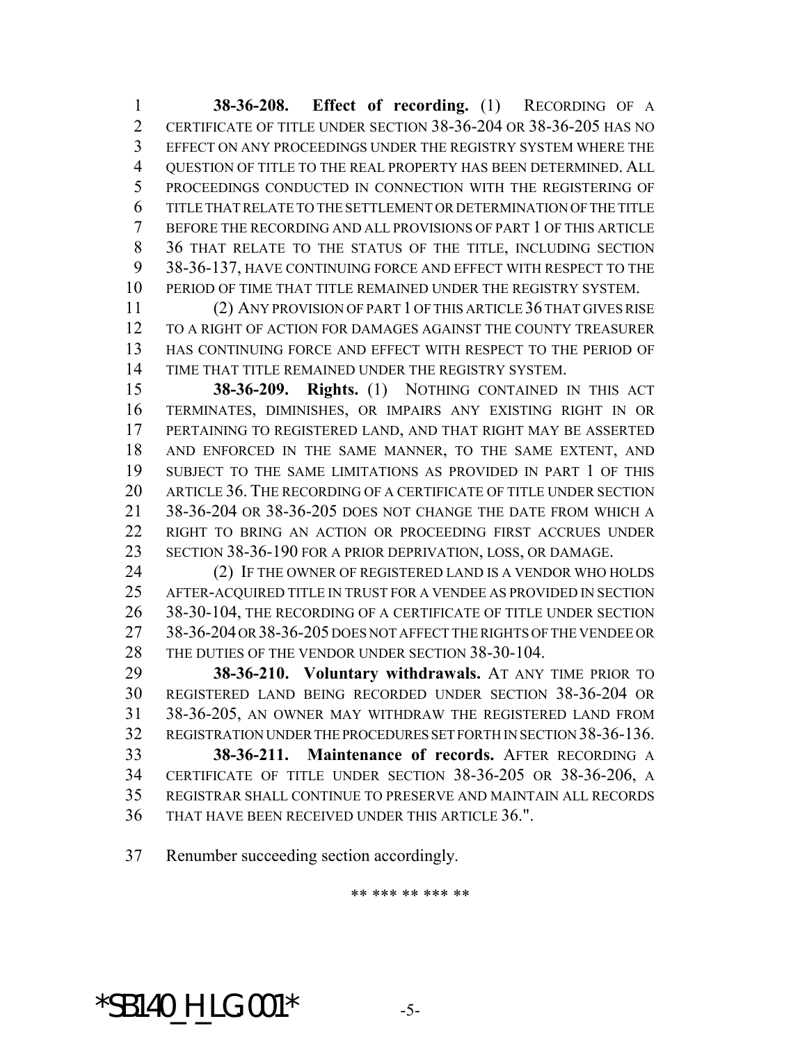**38-36-208. Effect of recording.** (1) RECORDING OF A CERTIFICATE OF TITLE UNDER SECTION 38-36-204 OR 38-36-205 HAS NO EFFECT ON ANY PROCEEDINGS UNDER THE REGISTRY SYSTEM WHERE THE QUESTION OF TITLE TO THE REAL PROPERTY HAS BEEN DETERMINED. ALL PROCEEDINGS CONDUCTED IN CONNECTION WITH THE REGISTERING OF TITLE THAT RELATE TO THE SETTLEMENT OR DETERMINATION OF THE TITLE BEFORE THE RECORDING AND ALL PROVISIONS OF PART 1 OF THIS ARTICLE 36 THAT RELATE TO THE STATUS OF THE TITLE, INCLUDING SECTION 38-36-137, HAVE CONTINUING FORCE AND EFFECT WITH RESPECT TO THE PERIOD OF TIME THAT TITLE REMAINED UNDER THE REGISTRY SYSTEM.

(2) ANY PROVISION OF PART 1 OF THIS ARTICLE 36 THAT GIVES RISE TO A RIGHT OF ACTION FOR DAMAGES AGAINST THE COUNTY TREASURER HAS CONTINUING FORCE AND EFFECT WITH RESPECT TO THE PERIOD OF TIME THAT TITLE REMAINED UNDER THE REGISTRY SYSTEM.

**38-36-209. Rights.** (1) NOTHING CONTAINED IN THIS ACT TERMINATES, DIMINISHES, OR IMPAIRS ANY EXISTING RIGHT IN OR PERTAINING TO REGISTERED LAND, AND THAT RIGHT MAY BE ASSERTED AND ENFORCED IN THE SAME MANNER, TO THE SAME EXTENT, AND SUBJECT TO THE SAME LIMITATIONS AS PROVIDED IN PART 1 OF THIS ARTICLE 36. THE RECORDING OF A CERTIFICATE OF TITLE UNDER SECTION 38-36-204 OR 38-36-205 DOES NOT CHANGE THE DATE FROM WHICH A RIGHT TO BRING AN ACTION OR PROCEEDING FIRST ACCRUES UNDER SECTION 38-36-190 FOR A PRIOR DEPRIVATION, LOSS, OR DAMAGE.

(2) IF THE OWNER OF REGISTERED LAND IS A VENDOR WHO HOLDS AFTER-ACQUIRED TITLE IN TRUST FOR A VENDEE AS PROVIDED IN SECTION 38-30-104, THE RECORDING OF A CERTIFICATE OF TITLE UNDER SECTION 38-36-204 OR 38-36-205 DOES NOT AFFECT THE RIGHTS OF THE VENDEE OR THE DUTIES OF THE VENDOR UNDER SECTION 38-30-104.

**38-36-210. Voluntary withdrawals.** AT ANY TIME PRIOR TO REGISTERED LAND BEING RECORDED UNDER SECTION 38-36-204 OR 38-36-205, AN OWNER MAY WITHDRAW THE REGISTERED LAND FROM REGISTRATION UNDER THE PROCEDURES SET FORTH IN SECTION 38-36-136.

**38-36-211. Maintenance of records.** AFTER RECORDING A CERTIFICATE OF TITLE UNDER SECTION 38-36-205 OR 38-36-206, A REGISTRAR SHALL CONTINUE TO PRESERVE AND MAINTAIN ALL RECORDS THAT HAVE BEEN RECEIVED UNDER THIS ARTICLE 36.".

Renumber succeeding section accordingly.

** *** ** *** **

*SB140_H_LG.001*